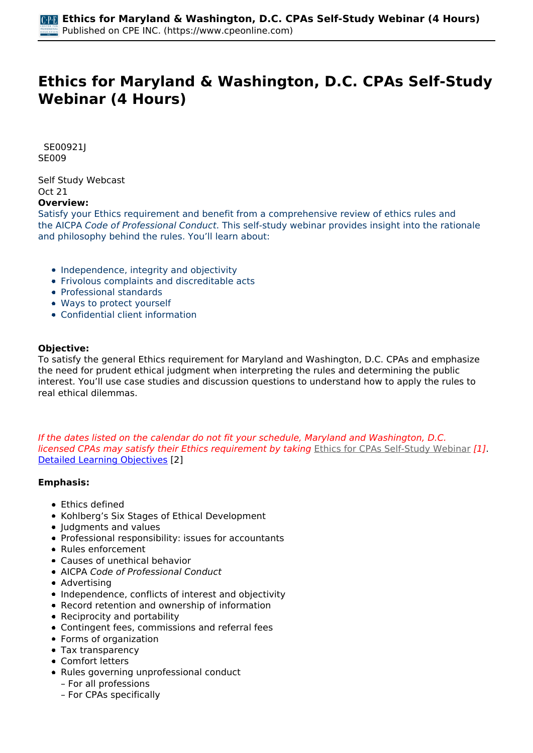# Ethics for Maryland & Washington, D.C. CPAs Self-Study Webinar (4 Hours)

SE00921J
SE009

Self Study Webcast
Oct 21

**Overview:**

Satisfy your Ethics requirement and benefit from a comprehensive review of ethics rules and the AICPA *Code of Professional Conduct*. This self-study webinar provides insight into the rationale and philosophy behind the rules. You'll learn about:

- Independence, integrity and objectivity
- Frivolous complaints and discreditable acts
- Professional standards
- Ways to protect yourself
- Confidential client information

**Objective:**

To satisfy the general Ethics requirement for Maryland and Washington, D.C. CPAs and emphasize the need for prudent ethical judgment when interpreting the rules and determining the public interest. You'll use case studies and discussion questions to understand how to apply the rules to real ethical dilemmas.

*If the dates listed on the calendar do not fit your schedule, Maryland and Washington, D.C. licensed CPAs may satisfy their Ethics requirement by taking* Ethics for CPAs Self-Study Webinar *[1]*.
Detailed Learning Objectives [2]

**Emphasis:**

- Ethics defined
- Kohlberg's Six Stages of Ethical Development
- Judgments and values
- Professional responsibility: issues for accountants
- Rules enforcement
- Causes of unethical behavior
- AICPA *Code of Professional Conduct*
- Advertising
- Independence, conflicts of interest and objectivity
- Record retention and ownership of information
- Reciprocity and portability
- Contingent fees, commissions and referral fees
- Forms of organization
- Tax transparency
- Comfort letters
- Rules governing unprofessional conduct
  – For all professions
  – For CPAs specifically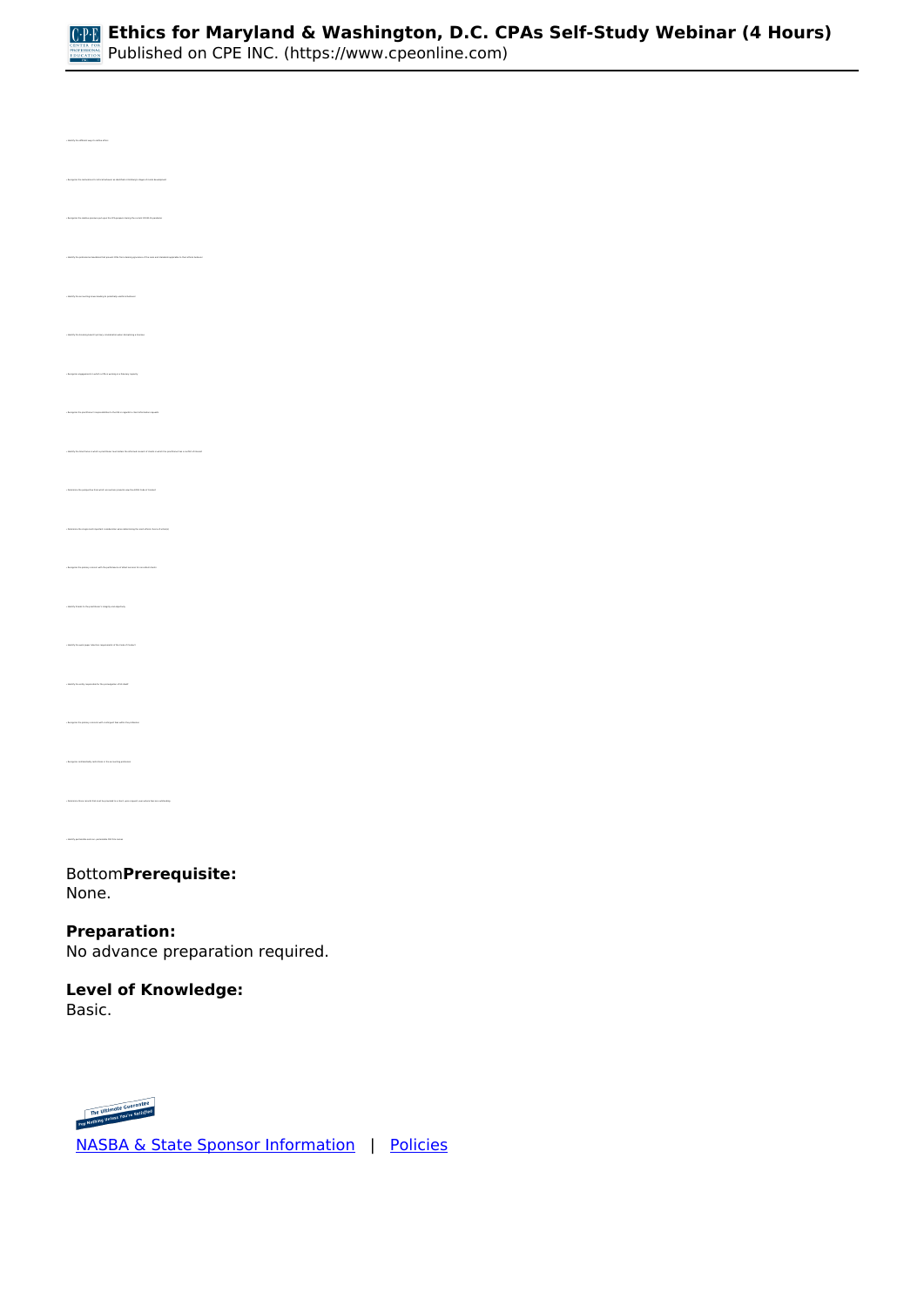Bottom**Prerequisite:**
None.

**Preparation:**
No advance preparation required.

**Level of Knowledge:**
Basic.

The Ultimate Guarantee
Pay Nothing Unless You're Satisfied

[NASBA & State Sponsor Information](#) | [Policies](#)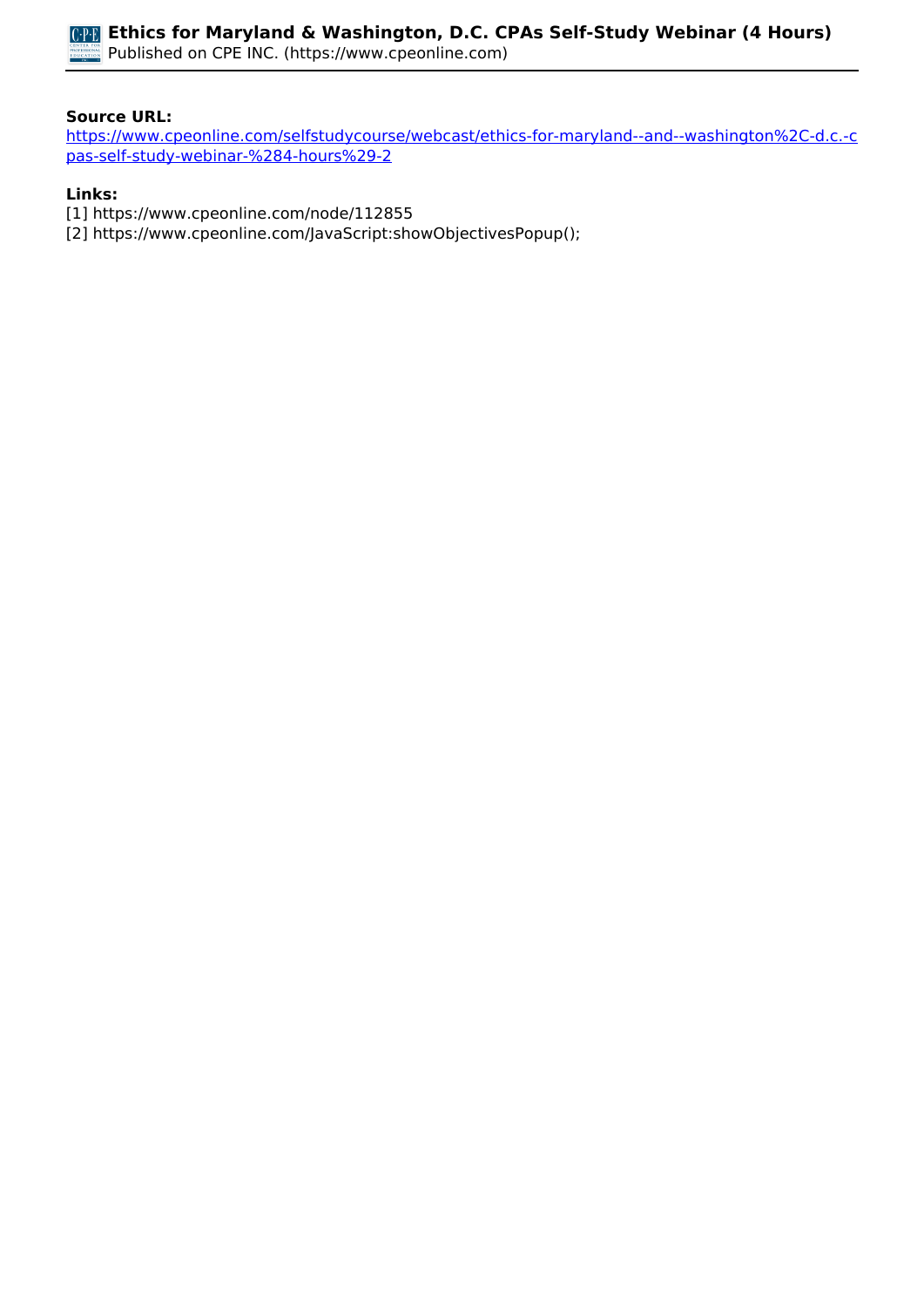**Source URL:**
https://www.cpeonline.com/selfstudycourse/webcast/ethics-for-maryland--and--washington%2C-d.c.-cpas-self-study-webinar-%284-hours%29-2

**Links:**
[1] https://www.cpeonline.com/node/112855
[2] https://www.cpeonline.com/JavaScript:showObjectivesPopup();